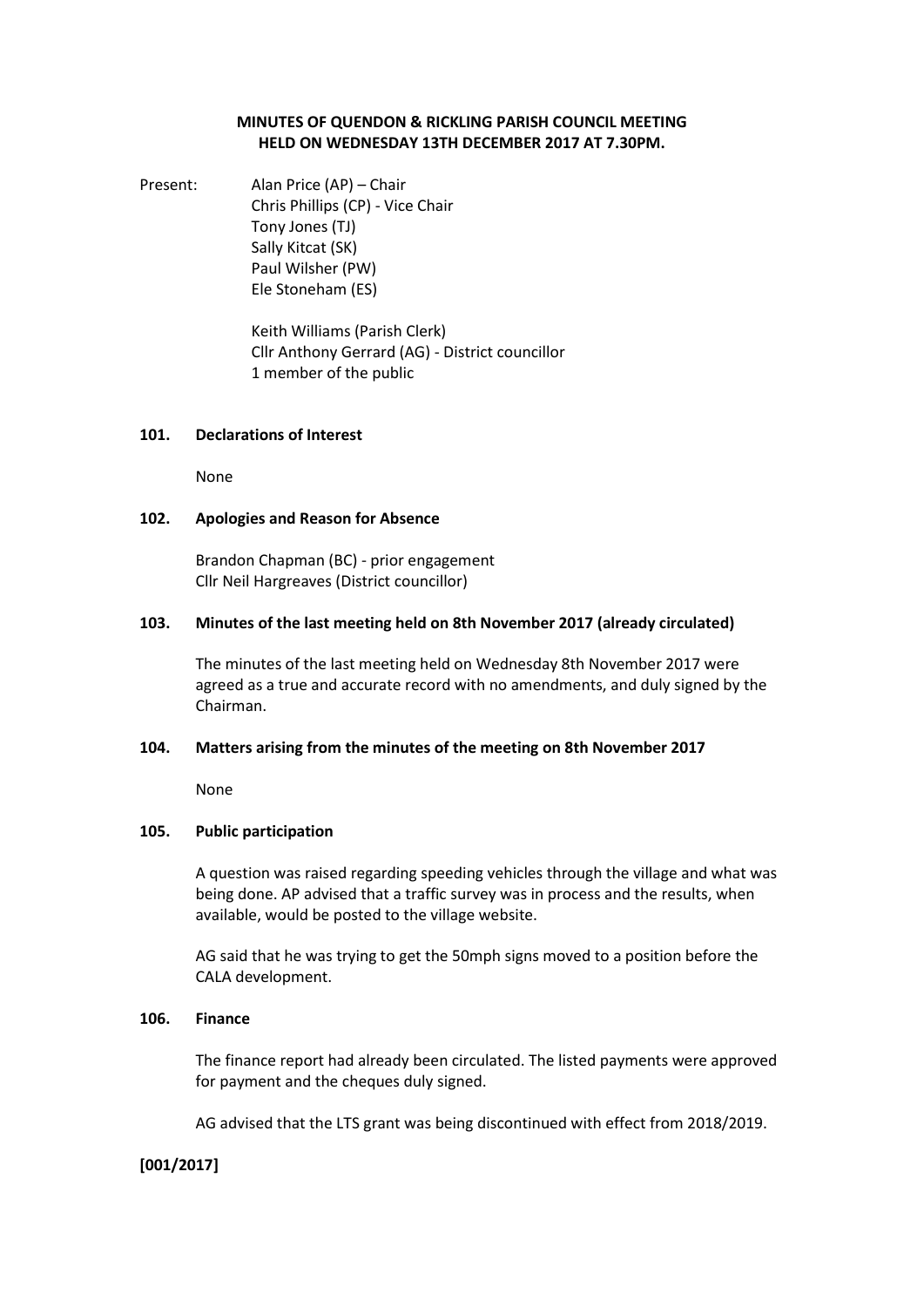**MINUTES OF QUENDON & RICKLING PARISH COUNCIL MEETING HELD ON WEDNESDAY 13TH DECEMBER 2017 AT 7.30PM.**

Present:
Alan Price (AP) – Chair
Chris Phillips (CP) - Vice Chair
Tony Jones (TJ)
Sally Kitcat (SK)
Paul Wilsher (PW)
Ele Stoneham (ES)

Keith Williams (Parish Clerk)
Cllr Anthony Gerrard (AG) - District councillor
1 member of the public

**101. Declarations of Interest**

None

**102. Apologies and Reason for Absence**

Brandon Chapman (BC) - prior engagement
Cllr Neil Hargreaves (District councillor)

**103. Minutes of the last meeting held on 8th November 2017 (already circulated)**

The minutes of the last meeting held on Wednesday 8th November 2017 were agreed as a true and accurate record with no amendments, and duly signed by the Chairman.

**104. Matters arising from the minutes of the meeting on 8th November 2017**

None

**105. Public participation**

A question was raised regarding speeding vehicles through the village and what was being done. AP advised that a traffic survey was in process and the results, when available, would be posted to the village website.

AG said that he was trying to get the 50mph signs moved to a position before the CALA development.

**106. Finance**

The finance report had already been circulated. The listed payments were approved for payment and the cheques duly signed.

AG advised that the LTS grant was being discontinued with effect from 2018/2019.

**[001/2017]**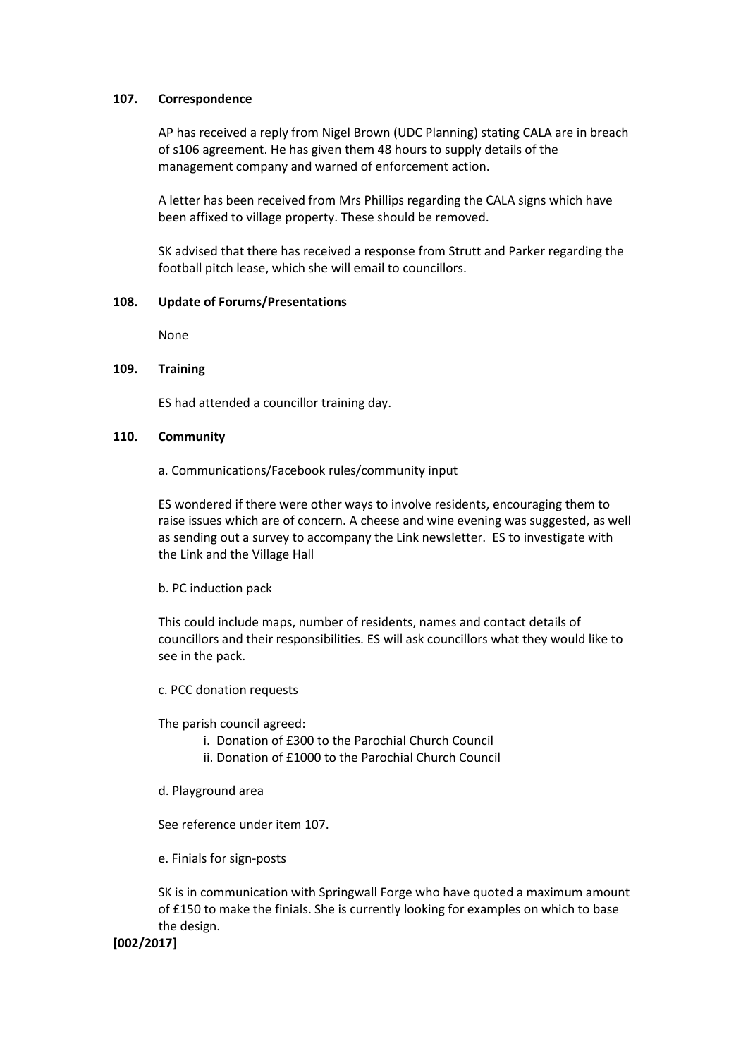**107. Correspondence**

AP has received a reply from Nigel Brown (UDC Planning) stating CALA are in breach of s106 agreement. He has given them 48 hours to supply details of the management company and warned of enforcement action.

A letter has been received from Mrs Phillips regarding the CALA signs which have been affixed to village property. These should be removed.

SK advised that there has received a response from Strutt and Parker regarding the football pitch lease, which she will email to councillors.

**108. Update of Forums/Presentations**

None

**109. Training**

ES had attended a councillor training day.

**110. Community**

a. Communications/Facebook rules/community input

ES wondered if there were other ways to involve residents, encouraging them to raise issues which are of concern. A cheese and wine evening was suggested, as well as sending out a survey to accompany the Link newsletter. ES to investigate with the Link and the Village Hall

b. PC induction pack

This could include maps, number of residents, names and contact details of councillors and their responsibilities. ES will ask councillors what they would like to see in the pack.

c. PCC donation requests

The parish council agreed:

i. Donation of £300 to the Parochial Church Council
ii. Donation of £1000 to the Parochial Church Council

d. Playground area

See reference under item 107.

e. Finials for sign-posts

SK is in communication with Springwall Forge who have quoted a maximum amount of £150 to make the finials. She is currently looking for examples on which to base the design.

**[002/2017]**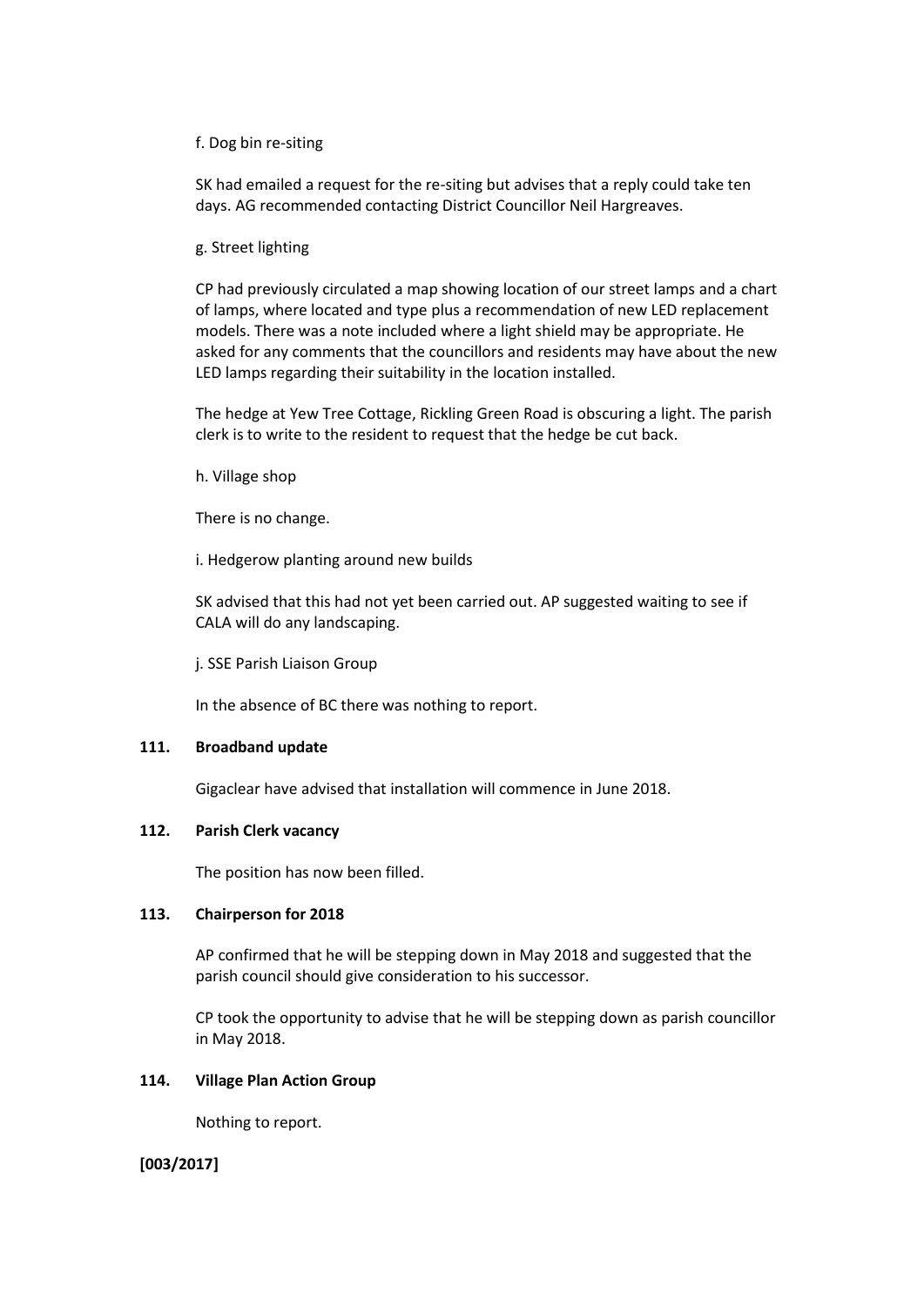f. Dog bin re-siting

SK had emailed a request for the re-siting but advises that a reply could take ten days. AG recommended contacting District Councillor Neil Hargreaves.

g. Street lighting

CP had previously circulated a map showing location of our street lamps and a chart of lamps, where located and type plus a recommendation of new LED replacement models. There was a note included where a light shield may be appropriate. He asked for any comments that the councillors and residents may have about the new LED lamps regarding their suitability in the location installed.

The hedge at Yew Tree Cottage, Rickling Green Road is obscuring a light. The parish clerk is to write to the resident to request that the hedge be cut back.

h. Village shop

There is no change.

i. Hedgerow planting around new builds

SK advised that this had not yet been carried out. AP suggested waiting to see if CALA will do any landscaping.

j. SSE Parish Liaison Group

In the absence of BC there was nothing to report.

**111. Broadband update**

Gigaclear have advised that installation will commence in June 2018.

**112. Parish Clerk vacancy**

The position has now been filled.

**113. Chairperson for 2018**

AP confirmed that he will be stepping down in May 2018 and suggested that the parish council should give consideration to his successor.

CP took the opportunity to advise that he will be stepping down as parish councillor in May 2018.

**114. Village Plan Action Group**

Nothing to report.

**[003/2017]**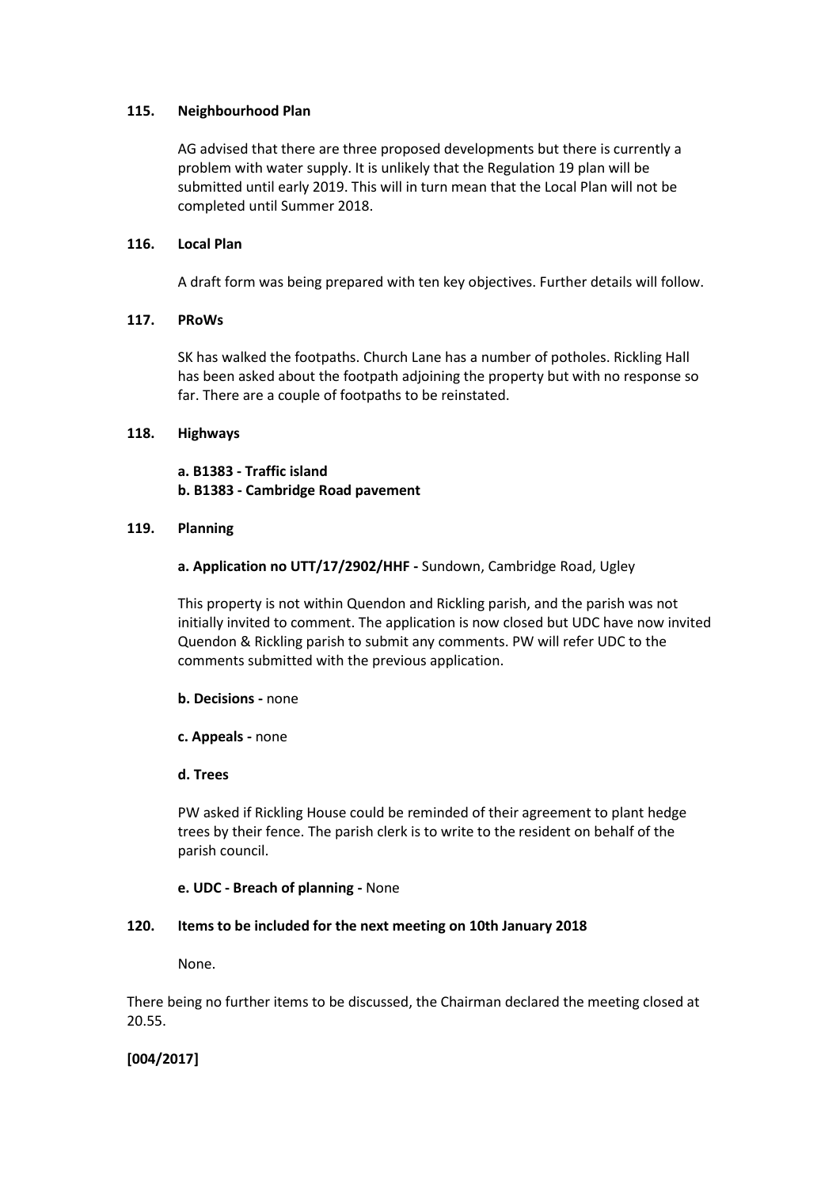**115. Neighbourhood Plan**

AG advised that there are three proposed developments but there is currently a problem with water supply. It is unlikely that the Regulation 19 plan will be submitted until early 2019. This will in turn mean that the Local Plan will not be completed until Summer 2018.

**116. Local Plan**

A draft form was being prepared with ten key objectives. Further details will follow.

**117. PRoWs**

SK has walked the footpaths. Church Lane has a number of potholes. Rickling Hall has been asked about the footpath adjoining the property but with no response so far. There are a couple of footpaths to be reinstated.

**118. Highways**

**a. B1383 - Traffic island**
**b. B1383 - Cambridge Road pavement**

**119. Planning**

**a. Application no UTT/17/2902/HHF -** Sundown, Cambridge Road, Ugley

This property is not within Quendon and Rickling parish, and the parish was not initially invited to comment. The application is now closed but UDC have now invited Quendon & Rickling parish to submit any comments. PW will refer UDC to the comments submitted with the previous application.

**b. Decisions -** none

**c. Appeals -** none

**d. Trees**

PW asked if Rickling House could be reminded of their agreement to plant hedge trees by their fence. The parish clerk is to write to the resident on behalf of the parish council.

**e. UDC - Breach of planning -** None

**120. Items to be included for the next meeting on 10th January 2018**

None.

There being no further items to be discussed, the Chairman declared the meeting closed at 20.55.

**[004/2017]**